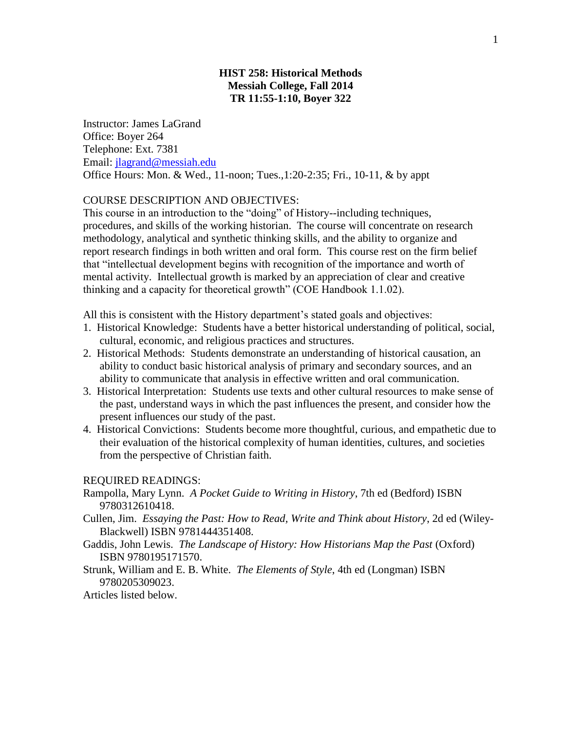**HIST 258: Historical Methods**
**Messiah College, Fall 2014**
**TR 11:55-1:10, Boyer 322**

Instructor: James LaGrand
Office: Boyer 264
Telephone: Ext. 7381
Email: jlagrand@messiah.edu
Office Hours: Mon. & Wed., 11-noon; Tues.,1:20-2:35; Fri., 10-11, & by appt

COURSE DESCRIPTION AND OBJECTIVES:
This course in an introduction to the "doing" of History--including techniques, procedures, and skills of the working historian. The course will concentrate on research methodology, analytical and synthetic thinking skills, and the ability to organize and report research findings in both written and oral form. This course rest on the firm belief that "intellectual development begins with recognition of the importance and worth of mental activity. Intellectual growth is marked by an appreciation of clear and creative thinking and a capacity for theoretical growth" (COE Handbook 1.1.02).

All this is consistent with the History department's stated goals and objectives:

1. Historical Knowledge: Students have a better historical understanding of political, social, cultural, economic, and religious practices and structures.
2. Historical Methods: Students demonstrate an understanding of historical causation, an ability to conduct basic historical analysis of primary and secondary sources, and an ability to communicate that analysis in effective written and oral communication.
3. Historical Interpretation: Students use texts and other cultural resources to make sense of the past, understand ways in which the past influences the present, and consider how the present influences our study of the past.
4. Historical Convictions: Students become more thoughtful, curious, and empathetic due to their evaluation of the historical complexity of human identities, cultures, and societies from the perspective of Christian faith.

REQUIRED READINGS:
Rampolla, Mary Lynn. *A Pocket Guide to Writing in History*, 7th ed (Bedford) ISBN 9780312610418.
Cullen, Jim. *Essaying the Past: How to Read, Write and Think about History*, 2d ed (Wiley-Blackwell) ISBN 9781444351408.
Gaddis, John Lewis. *The Landscape of History: How Historians Map the Past* (Oxford) ISBN 9780195171570.
Strunk, William and E. B. White. *The Elements of Style*, 4th ed (Longman) ISBN 9780205309023.
Articles listed below.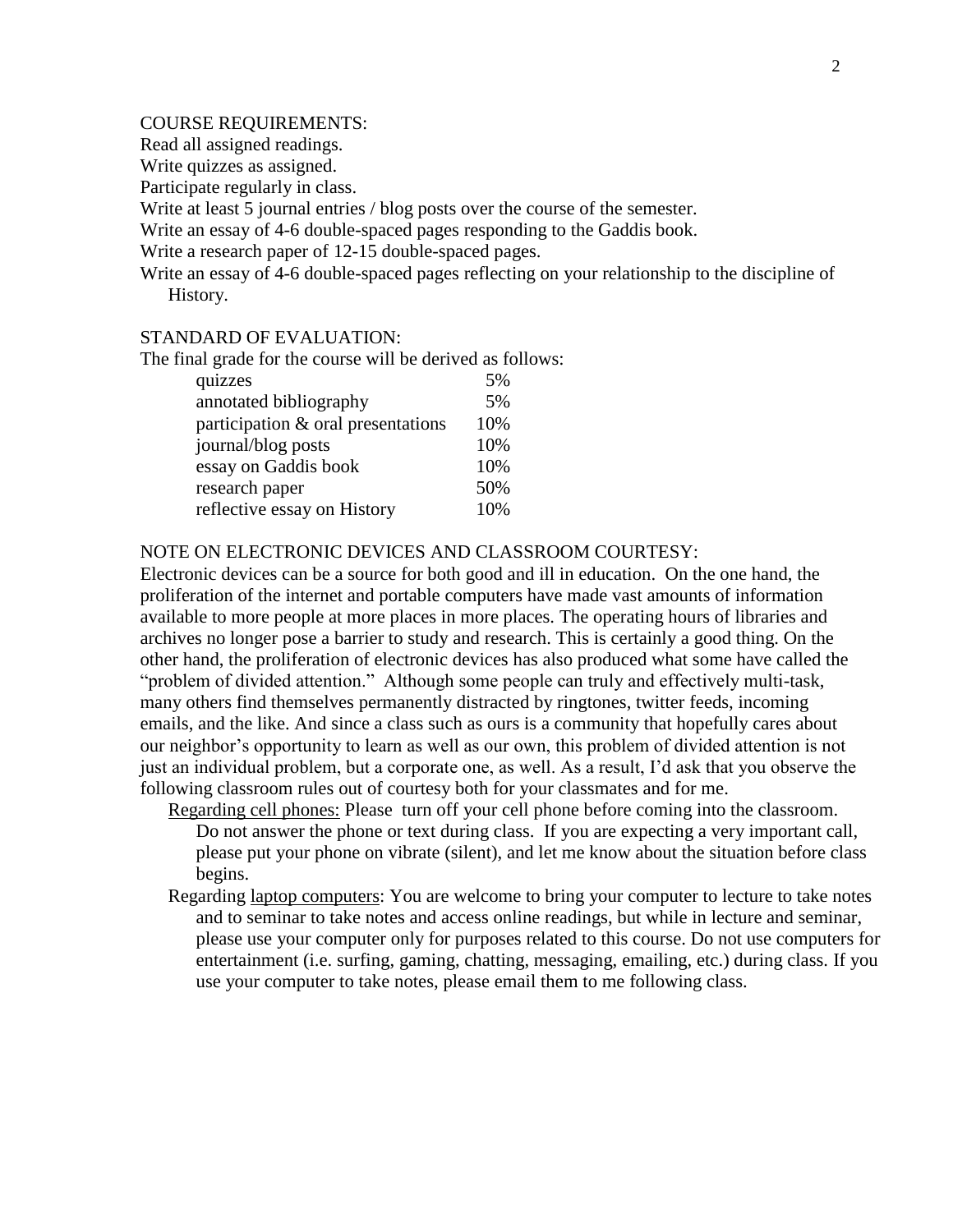COURSE REQUIREMENTS:

Read all assigned readings.
Write quizzes as assigned.
Participate regularly in class.
Write at least 5 journal entries / blog posts over the course of the semester.
Write an essay of 4-6 double-spaced pages responding to the Gaddis book.
Write a research paper of 12-15 double-spaced pages.
Write an essay of 4-6 double-spaced pages reflecting on your relationship to the discipline of History.

STANDARD OF EVALUATION:

The final grade for the course will be derived as follows:

| | |
|---|---|
| quizzes | 5% |
| annotated bibliography | 5% |
| participation & oral presentations | 10% |
| journal/blog posts | 10% |
| essay on Gaddis book | 10% |
| research paper | 50% |
| reflective essay on History | 10% |

NOTE ON ELECTRONIC DEVICES AND CLASSROOM COURTESY:

Electronic devices can be a source for both good and ill in education. On the one hand, the proliferation of the internet and portable computers have made vast amounts of information available to more people at more places in more places. The operating hours of libraries and archives no longer pose a barrier to study and research. This is certainly a good thing. On the other hand, the proliferation of electronic devices has also produced what some have called the "problem of divided attention." Although some people can truly and effectively multi-task, many others find themselves permanently distracted by ringtones, twitter feeds, incoming emails, and the like. And since a class such as ours is a community that hopefully cares about our neighbor's opportunity to learn as well as our own, this problem of divided attention is not just an individual problem, but a corporate one, as well. As a result, I'd ask that you observe the following classroom rules out of courtesy both for your classmates and for me.

<u>Regarding cell phones:</u> Please turn off your cell phone before coming into the classroom. Do not answer the phone or text during class. If you are expecting a very important call, please put your phone on vibrate (silent), and let me know about the situation before class begins.

Regarding <u>laptop computers</u>: You are welcome to bring your computer to lecture to take notes and to seminar to take notes and access online readings, but while in lecture and seminar, please use your computer only for purposes related to this course. Do not use computers for entertainment (i.e. surfing, gaming, chatting, messaging, emailing, etc.) during class. If you use your computer to take notes, please email them to me following class.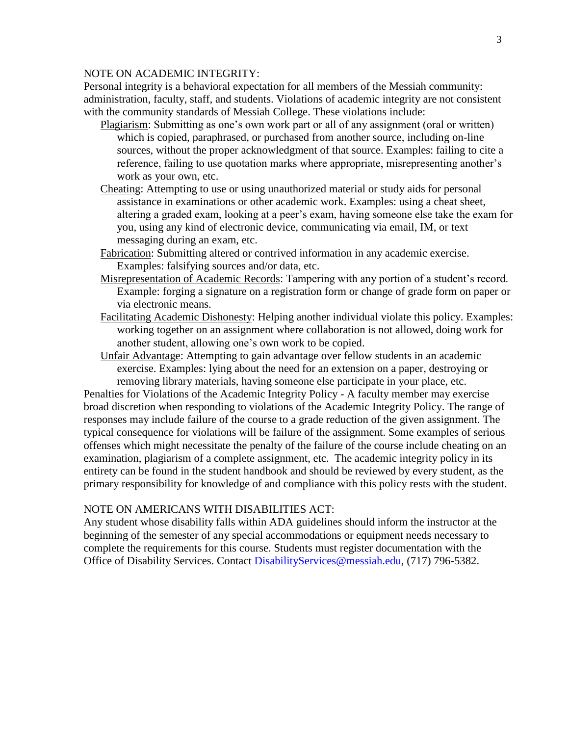NOTE ON ACADEMIC INTEGRITY:

Personal integrity is a behavioral expectation for all members of the Messiah community: administration, faculty, staff, and students. Violations of academic integrity are not consistent with the community standards of Messiah College. These violations include:

- Plagiarism: Submitting as one's own work part or all of any assignment (oral or written) which is copied, paraphrased, or purchased from another source, including on-line sources, without the proper acknowledgment of that source. Examples: failing to cite a reference, failing to use quotation marks where appropriate, misrepresenting another's work as your own, etc.
- Cheating: Attempting to use or using unauthorized material or study aids for personal assistance in examinations or other academic work. Examples: using a cheat sheet, altering a graded exam, looking at a peer's exam, having someone else take the exam for you, using any kind of electronic device, communicating via email, IM, or text messaging during an exam, etc.
- Fabrication: Submitting altered or contrived information in any academic exercise. Examples: falsifying sources and/or data, etc.
- Misrepresentation of Academic Records: Tampering with any portion of a student's record. Example: forging a signature on a registration form or change of grade form on paper or via electronic means.
- Facilitating Academic Dishonesty: Helping another individual violate this policy. Examples: working together on an assignment where collaboration is not allowed, doing work for another student, allowing one's own work to be copied.
- Unfair Advantage: Attempting to gain advantage over fellow students in an academic exercise. Examples: lying about the need for an extension on a paper, destroying or removing library materials, having someone else participate in your place, etc.

Penalties for Violations of the Academic Integrity Policy - A faculty member may exercise broad discretion when responding to violations of the Academic Integrity Policy. The range of responses may include failure of the course to a grade reduction of the given assignment. The typical consequence for violations will be failure of the assignment. Some examples of serious offenses which might necessitate the penalty of the failure of the course include cheating on an examination, plagiarism of a complete assignment, etc. The academic integrity policy in its entirety can be found in the student handbook and should be reviewed by every student, as the primary responsibility for knowledge of and compliance with this policy rests with the student.

NOTE ON AMERICANS WITH DISABILITIES ACT:

Any student whose disability falls within ADA guidelines should inform the instructor at the beginning of the semester of any special accommodations or equipment needs necessary to complete the requirements for this course. Students must register documentation with the Office of Disability Services. Contact DisabilityServices@messiah.edu, (717) 796-5382.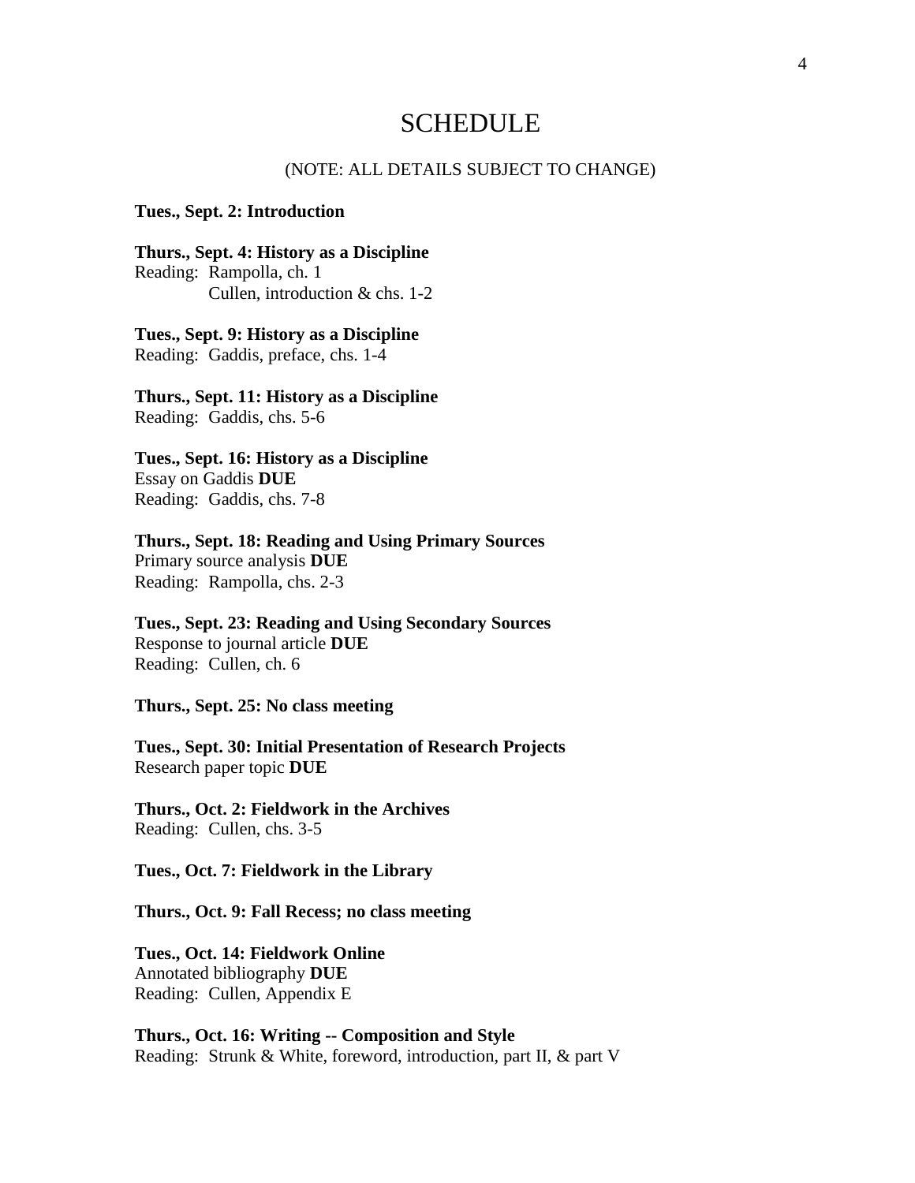# SCHEDULE

(NOTE: ALL DETAILS SUBJECT TO CHANGE)

**Tues., Sept. 2: Introduction**

**Thurs., Sept. 4: History as a Discipline**
Reading: Rampolla, ch. 1
Cullen, introduction & chs. 1-2

**Tues., Sept. 9: History as a Discipline**
Reading: Gaddis, preface, chs. 1-4

**Thurs., Sept. 11: History as a Discipline**
Reading: Gaddis, chs. 5-6

**Tues., Sept. 16: History as a Discipline**
Essay on Gaddis **DUE**
Reading: Gaddis, chs. 7-8

**Thurs., Sept. 18: Reading and Using Primary Sources**
Primary source analysis **DUE**
Reading: Rampolla, chs. 2-3

**Tues., Sept. 23: Reading and Using Secondary Sources**
Response to journal article **DUE**
Reading: Cullen, ch. 6

**Thurs., Sept. 25: No class meeting**

**Tues., Sept. 30: Initial Presentation of Research Projects**
Research paper topic **DUE**

**Thurs., Oct. 2: Fieldwork in the Archives**
Reading: Cullen, chs. 3-5

**Tues., Oct. 7: Fieldwork in the Library**

**Thurs., Oct. 9: Fall Recess; no class meeting**

**Tues., Oct. 14: Fieldwork Online**
Annotated bibliography **DUE**
Reading: Cullen, Appendix E

**Thurs., Oct. 16: Writing -- Composition and Style**
Reading: Strunk & White, foreword, introduction, part II, & part V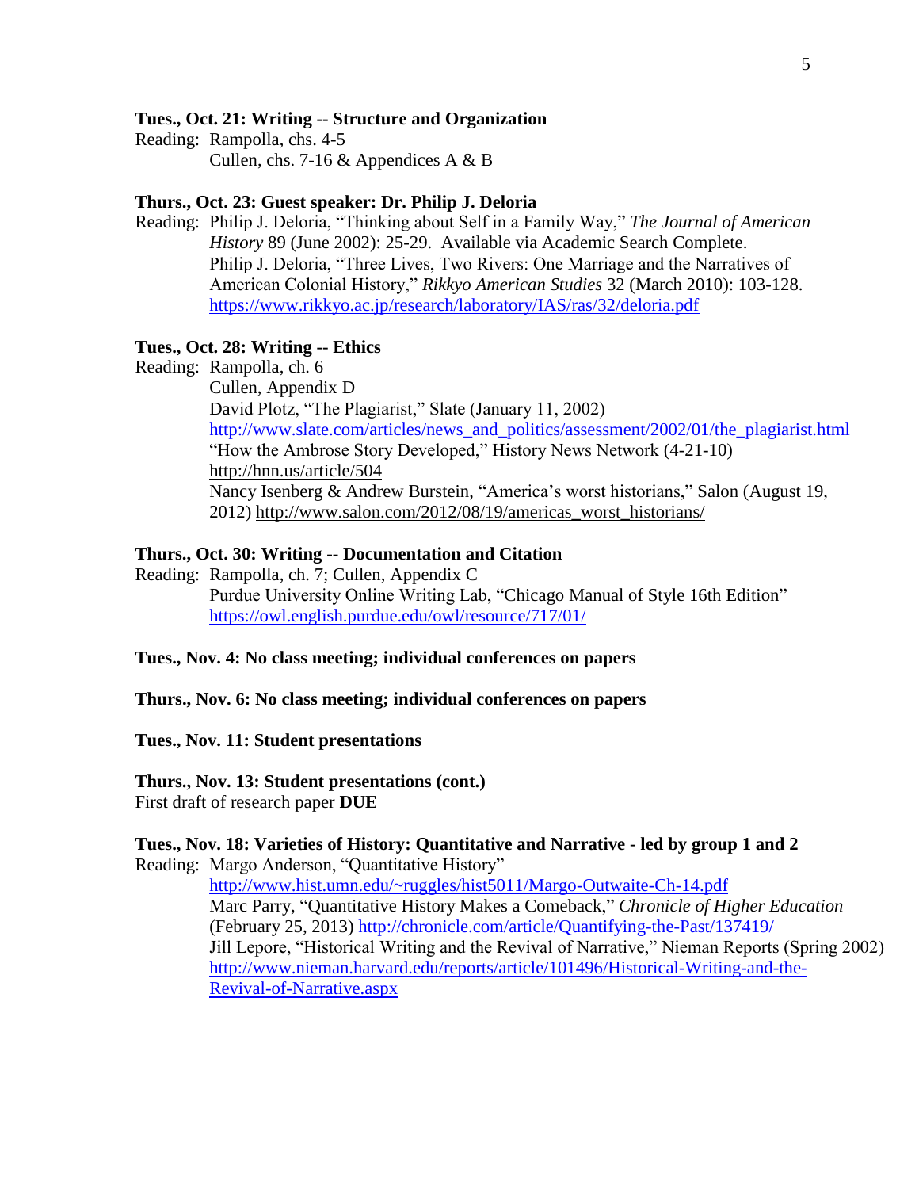**Tues., Oct. 21: Writing -- Structure and Organization**

Reading: Rampolla, chs. 4-5
Cullen, chs. 7-16 & Appendices A & B

**Thurs., Oct. 23: Guest speaker: Dr. Philip J. Deloria**

Reading: Philip J. Deloria, "Thinking about Self in a Family Way," *The Journal of American History* 89 (June 2002): 25-29. Available via Academic Search Complete.
Philip J. Deloria, "Three Lives, Two Rivers: One Marriage and the Narratives of American Colonial History," *Rikkyo American Studies* 32 (March 2010): 103-128. https://www.rikkyo.ac.jp/research/laboratory/IAS/ras/32/deloria.pdf

**Tues., Oct. 28: Writing -- Ethics**

Reading: Rampolla, ch. 6
Cullen, Appendix D
David Plotz, "The Plagiarist," Slate (January 11, 2002) http://www.slate.com/articles/news_and_politics/assessment/2002/01/the_plagiarist.html
"How the Ambrose Story Developed," History News Network (4-21-10) http://hnn.us/article/504
Nancy Isenberg & Andrew Burstein, "America's worst historians," Salon (August 19, 2012) http://www.salon.com/2012/08/19/americas_worst_historians/

**Thurs., Oct. 30: Writing -- Documentation and Citation**

Reading: Rampolla, ch. 7; Cullen, Appendix C
Purdue University Online Writing Lab, "Chicago Manual of Style 16th Edition" https://owl.english.purdue.edu/owl/resource/717/01/

**Tues., Nov. 4: No class meeting; individual conferences on papers**

**Thurs., Nov. 6: No class meeting; individual conferences on papers**

**Tues., Nov. 11: Student presentations**

**Thurs., Nov. 13: Student presentations (cont.)**
First draft of research paper **DUE**

**Tues., Nov. 18: Varieties of History: Quantitative and Narrative - led by group 1 and 2**

Reading: Margo Anderson, "Quantitative History" http://www.hist.umn.edu/~ruggles/hist5011/Margo-Outwaite-Ch-14.pdf
Marc Parry, "Quantitative History Makes a Comeback," *Chronicle of Higher Education* (February 25, 2013) http://chronicle.com/article/Quantifying-the-Past/137419/
Jill Lepore, "Historical Writing and the Revival of Narrative," Nieman Reports (Spring 2002) http://www.nieman.harvard.edu/reports/article/101496/Historical-Writing-and-the-Revival-of-Narrative.aspx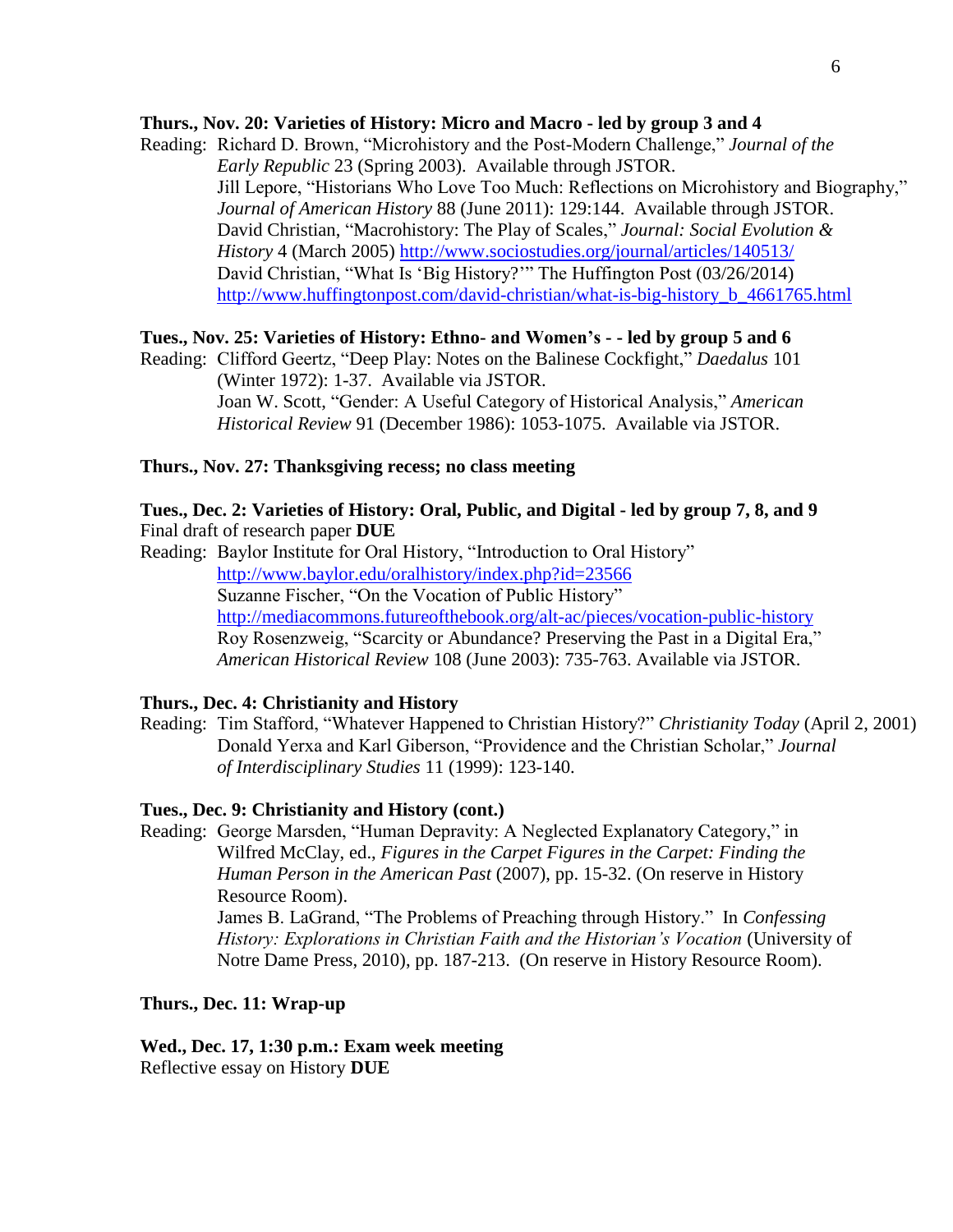**Thurs., Nov. 20: Varieties of History: Micro and Macro - led by group 3 and 4**

Reading: Richard D. Brown, "Microhistory and the Post-Modern Challenge," *Journal of the Early Republic* 23 (Spring 2003). Available through JSTOR.
Jill Lepore, "Historians Who Love Too Much: Reflections on Microhistory and Biography," *Journal of American History* 88 (June 2011): 129:144. Available through JSTOR.
David Christian, "Macrohistory: The Play of Scales," *Journal: Social Evolution & History* 4 (March 2005) http://www.sociostudies.org/journal/articles/140513/
David Christian, "What Is 'Big History?'" The Huffington Post (03/26/2014) http://www.huffingtonpost.com/david-christian/what-is-big-history_b_4661765.html

**Tues., Nov. 25: Varieties of History: Ethno- and Women's - - led by group 5 and 6**

Reading: Clifford Geertz, "Deep Play: Notes on the Balinese Cockfight," *Daedalus* 101 (Winter 1972): 1-37. Available via JSTOR.
Joan W. Scott, "Gender: A Useful Category of Historical Analysis," *American Historical Review* 91 (December 1986): 1053-1075. Available via JSTOR.

**Thurs., Nov. 27: Thanksgiving recess; no class meeting**

**Tues., Dec. 2: Varieties of History: Oral, Public, and Digital - led by group 7, 8, and 9**

Final draft of research paper **DUE**

Reading: Baylor Institute for Oral History, "Introduction to Oral History" http://www.baylor.edu/oralhistory/index.php?id=23566
Suzanne Fischer, "On the Vocation of Public History" http://mediacommons.futureofthebook.org/alt-ac/pieces/vocation-public-history
Roy Rosenzweig, "Scarcity or Abundance? Preserving the Past in a Digital Era," *American Historical Review* 108 (June 2003): 735-763. Available via JSTOR.

**Thurs., Dec. 4: Christianity and History**

Reading: Tim Stafford, "Whatever Happened to Christian History?" *Christianity Today* (April 2, 2001)
Donald Yerxa and Karl Giberson, "Providence and the Christian Scholar," *Journal of Interdisciplinary Studies* 11 (1999): 123-140.

**Tues., Dec. 9: Christianity and History (cont.)**

Reading: George Marsden, "Human Depravity: A Neglected Explanatory Category," in Wilfred McClay, ed., *Figures in the Carpet Figures in the Carpet: Finding the Human Person in the American Past* (2007), pp. 15-32. (On reserve in History Resource Room).
James B. LaGrand, "The Problems of Preaching through History." In *Confessing History: Explorations in Christian Faith and the Historian's Vocation* (University of Notre Dame Press, 2010), pp. 187-213. (On reserve in History Resource Room).

**Thurs., Dec. 11: Wrap-up**

**Wed., Dec. 17, 1:30 p.m.: Exam week meeting**

Reflective essay on History **DUE**